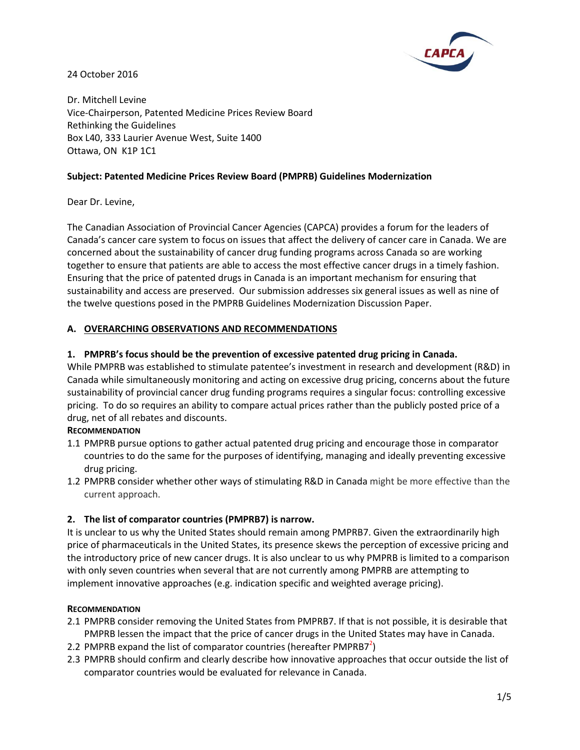24 October 2016

Dr. Mitchell Levine
Vice-Chairperson, Patented Medicine Prices Review Board
Rethinking the Guidelines
Box L40, 333 Laurier Avenue West, Suite 1400
Ottawa, ON K1P 1C1

**Subject: Patented Medicine Prices Review Board (PMPRB) Guidelines Modernization**

Dear Dr. Levine,

The Canadian Association of Provincial Cancer Agencies (CAPCA) provides a forum for the leaders of Canada's cancer care system to focus on issues that affect the delivery of cancer care in Canada. We are concerned about the sustainability of cancer drug funding programs across Canada so are working together to ensure that patients are able to access the most effective cancer drugs in a timely fashion. Ensuring that the price of patented drugs in Canada is an important mechanism for ensuring that sustainability and access are preserved. Our submission addresses six general issues as well as nine of the twelve questions posed in the PMPRB Guidelines Modernization Discussion Paper.

## A. OVERARCHING OBSERVATIONS AND RECOMMENDATIONS

### 1. PMPRB's focus should be the prevention of excessive patented drug pricing in Canada.

While PMPRB was established to stimulate patentee's investment in research and development (R&D) in Canada while simultaneously monitoring and acting on excessive drug pricing, concerns about the future sustainability of provincial cancer drug funding programs requires a singular focus: controlling excessive pricing. To do so requires an ability to compare actual prices rather than the publicly posted price of a drug, net of all rebates and discounts.

**RECOMMENDATION**

1.1 PMPRB pursue options to gather actual patented drug pricing and encourage those in comparator countries to do the same for the purposes of identifying, managing and ideally preventing excessive drug pricing.

1.2 PMPRB consider whether other ways of stimulating R&D in Canada might be more effective than the current approach.

### 2. The list of comparator countries (PMPRB7) is narrow.

It is unclear to us why the United States should remain among PMPRB7. Given the extraordinarily high price of pharmaceuticals in the United States, its presence skews the perception of excessive pricing and the introductory price of new cancer drugs. It is also unclear to us why PMPRB is limited to a comparison with only seven countries when several that are not currently among PMPRB are attempting to implement innovative approaches (e.g. indication specific and weighted average pricing).

**RECOMMENDATION**

2.1 PMPRB consider removing the United States from PMPRB7. If that is not possible, it is desirable that PMPRB lessen the impact that the price of cancer drugs in the United States may have in Canada.

2.2 PMPRB expand the list of comparator countries (hereafter PMPRB7[?])

2.3 PMPRB should confirm and clearly describe how innovative approaches that occur outside the list of comparator countries would be evaluated for relevance in Canada.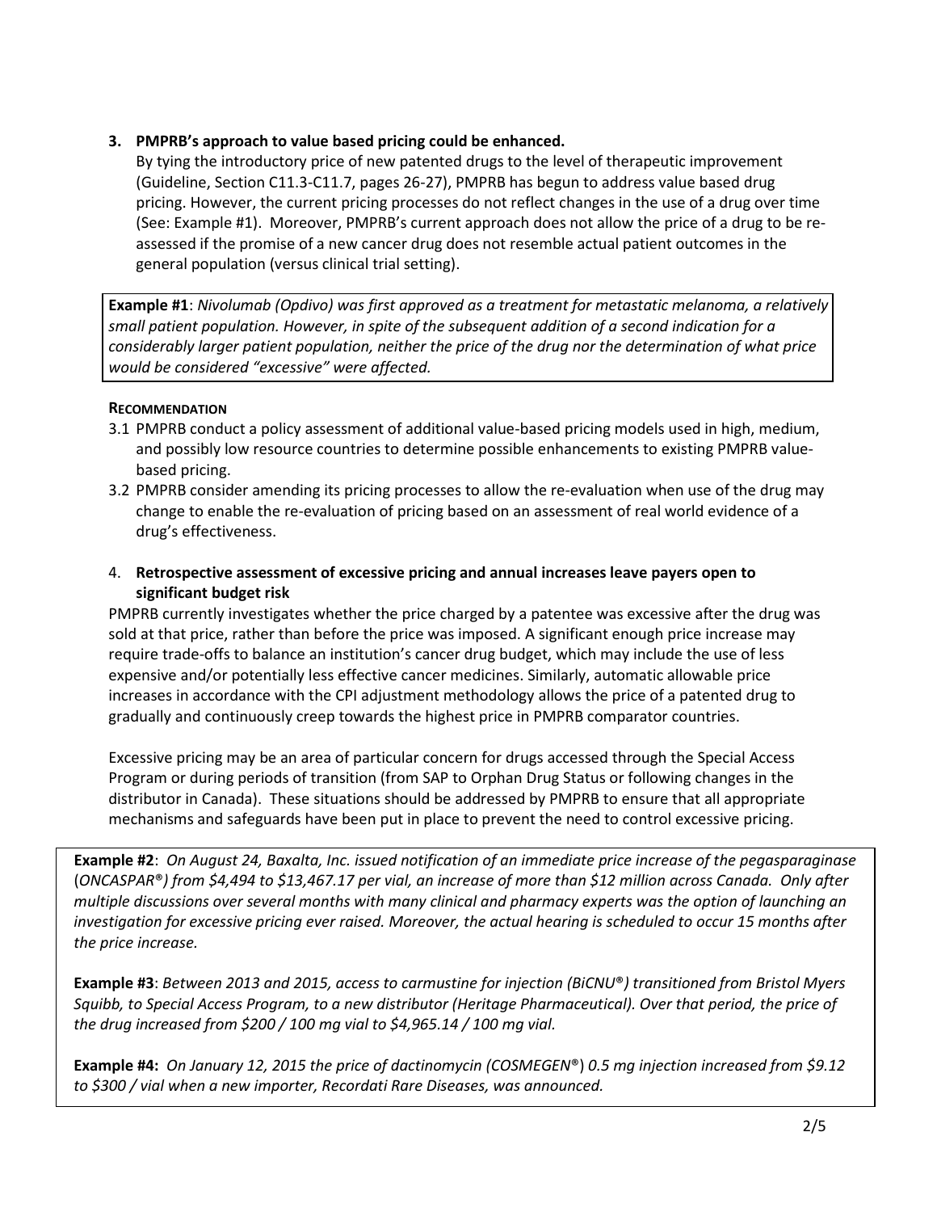3. **PMPRB's approach to value based pricing could be enhanced.**

   By tying the introductory price of new patented drugs to the level of therapeutic improvement (Guideline, Section C11.3-C11.7, pages 26-27), PMPRB has begun to address value based drug pricing. However, the current pricing processes do not reflect changes in the use of a drug over time (See: Example #1). Moreover, PMPRB's current approach does not allow the price of a drug to be re-assessed if the promise of a new cancer drug does not resemble actual patient outcomes in the general population (versus clinical trial setting).

**Example #1**: *Nivolumab (Opdivo) was first approved as a treatment for metastatic melanoma, a relatively small patient population. However, in spite of the subsequent addition of a second indication for a considerably larger patient population, neither the price of the drug nor the determination of what price would be considered "excessive" were affected.*

**Recommendation**

3.1 PMPRB conduct a policy assessment of additional value-based pricing models used in high, medium, and possibly low resource countries to determine possible enhancements to existing PMPRB value-based pricing.

3.2 PMPRB consider amending its pricing processes to allow the re-evaluation when use of the drug may change to enable the re-evaluation of pricing based on an assessment of real world evidence of a drug's effectiveness.

4. **Retrospective assessment of excessive pricing and annual increases leave payers open to significant budget risk**

   PMPRB currently investigates whether the price charged by a patentee was excessive after the drug was sold at that price, rather than before the price was imposed. A significant enough price increase may require trade-offs to balance an institution's cancer drug budget, which may include the use of less expensive and/or potentially less effective cancer medicines. Similarly, automatic allowable price increases in accordance with the CPI adjustment methodology allows the price of a patented drug to gradually and continuously creep towards the highest price in PMPRB comparator countries.

   Excessive pricing may be an area of particular concern for drugs accessed through the Special Access Program or during periods of transition (from SAP to Orphan Drug Status or following changes in the distributor in Canada). These situations should be addressed by PMPRB to ensure that all appropriate mechanisms and safeguards have been put in place to prevent the need to control excessive pricing.

**Example #2**: *On August 24, Baxalta, Inc. issued notification of an immediate price increase of the pegasparaginase (ONCASPAR®) from $4,494 to $13,467.17 per vial, an increase of more than $12 million across Canada. Only after multiple discussions over several months with many clinical and pharmacy experts was the option of launching an investigation for excessive pricing ever raised. Moreover, the actual hearing is scheduled to occur 15 months after the price increase.*

**Example #3**: *Between 2013 and 2015, access to carmustine for injection (BiCNU®) transitioned from Bristol Myers Squibb, to Special Access Program, to a new distributor (Heritage Pharmaceutical). Over that period, the price of the drug increased from $200 / 100 mg vial to $4,965.14 / 100 mg vial.*

**Example #4:** *On January 12, 2015 the price of dactinomycin (COSMEGEN®) 0.5 mg injection increased from $9.12 to $300 / vial when a new importer, Recordati Rare Diseases, was announced.*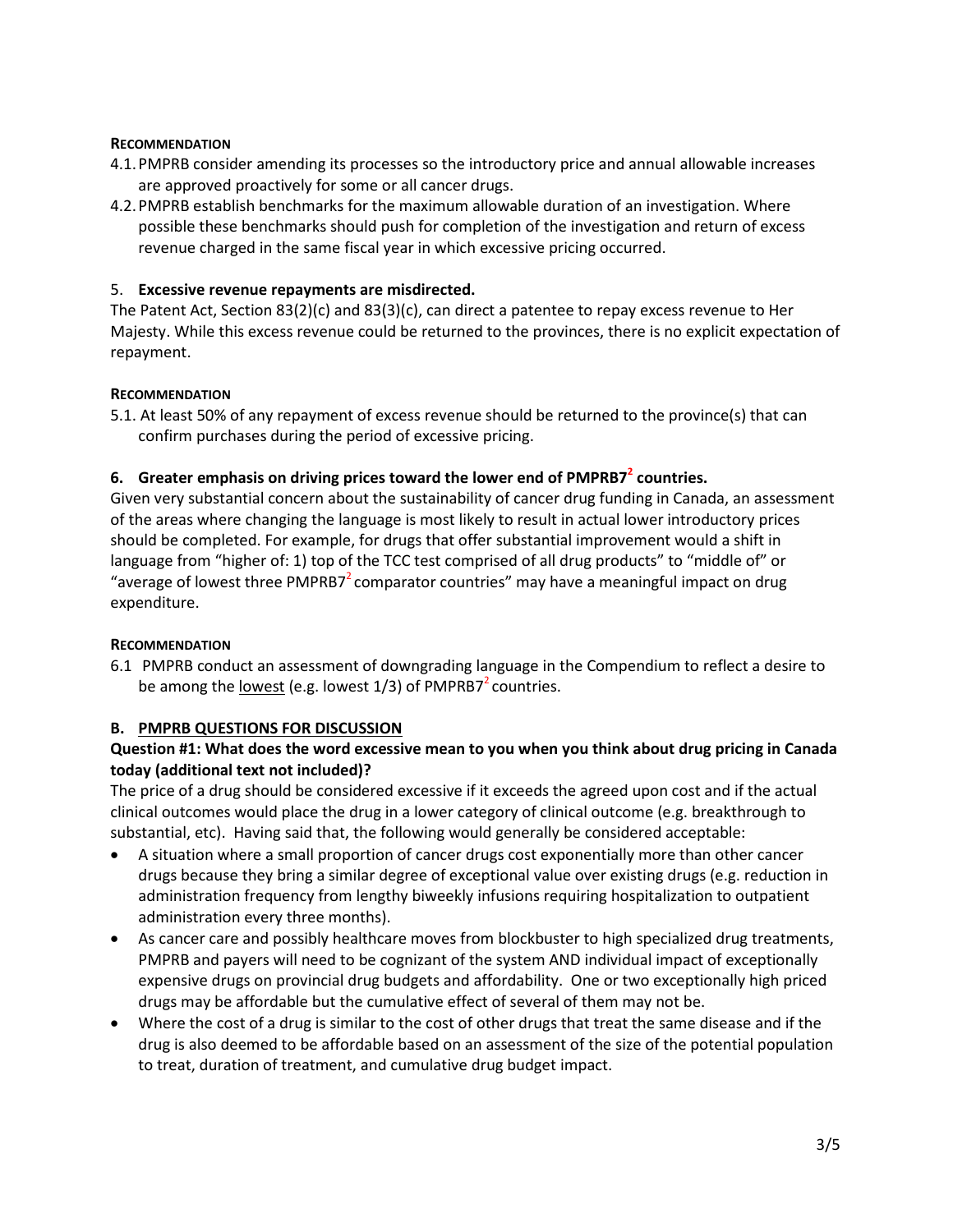**RECOMMENDATION**

4.1. PMPRB consider amending its processes so the introductory price and annual allowable increases are approved proactively for some or all cancer drugs.

4.2. PMPRB establish benchmarks for the maximum allowable duration of an investigation. Where possible these benchmarks should push for completion of the investigation and return of excess revenue charged in the same fiscal year in which excessive pricing occurred.

5. **Excessive revenue repayments are misdirected.**

The Patent Act, Section 83(2)(c) and 83(3)(c), can direct a patentee to repay excess revenue to Her Majesty. While this excess revenue could be returned to the provinces, there is no explicit expectation of repayment.

**RECOMMENDATION**

5.1. At least 50% of any repayment of excess revenue should be returned to the province(s) that can confirm purchases during the period of excessive pricing.

**6. Greater emphasis on driving prices toward the lower end of PMPRB7[2] countries.**

Given very substantial concern about the sustainability of cancer drug funding in Canada, an assessment of the areas where changing the language is most likely to result in actual lower introductory prices should be completed. For example, for drugs that offer substantial improvement would a shift in language from "higher of: 1) top of the TCC test comprised of all drug products" to "middle of" or "average of lowest three PMPRB7[2] comparator countries" may have a meaningful impact on drug expenditure.

**RECOMMENDATION**

6.1 PMPRB conduct an assessment of downgrading language in the Compendium to reflect a desire to be among the <u>lowest</u> (e.g. lowest 1/3) of PMPRB7[2] countries.

**B. <u>PMPRB QUESTIONS FOR DISCUSSION</u>**

**Question #1: What does the word excessive mean to you when you think about drug pricing in Canada today (additional text not included)?**

The price of a drug should be considered excessive if it exceeds the agreed upon cost and if the actual clinical outcomes would place the drug in a lower category of clinical outcome (e.g. breakthrough to substantial, etc). Having said that, the following would generally be considered acceptable:

- A situation where a small proportion of cancer drugs cost exponentially more than other cancer drugs because they bring a similar degree of exceptional value over existing drugs (e.g. reduction in administration frequency from lengthy biweekly infusions requiring hospitalization to outpatient administration every three months).
- As cancer care and possibly healthcare moves from blockbuster to high specialized drug treatments, PMPRB and payers will need to be cognizant of the system AND individual impact of exceptionally expensive drugs on provincial drug budgets and affordability. One or two exceptionally high priced drugs may be affordable but the cumulative effect of several of them may not be.
- Where the cost of a drug is similar to the cost of other drugs that treat the same disease and if the drug is also deemed to be affordable based on an assessment of the size of the potential population to treat, duration of treatment, and cumulative drug budget impact.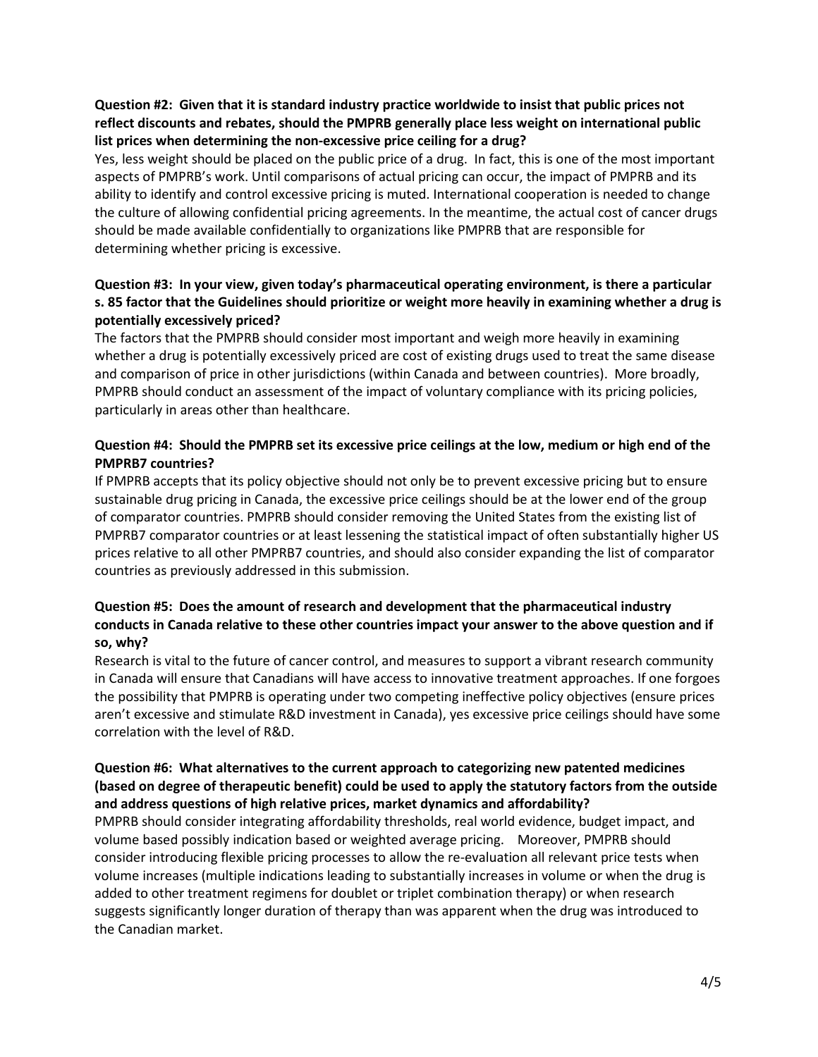**Question #2: Given that it is standard industry practice worldwide to insist that public prices not reflect discounts and rebates, should the PMPRB generally place less weight on international public list prices when determining the non-excessive price ceiling for a drug?**

Yes, less weight should be placed on the public price of a drug. In fact, this is one of the most important aspects of PMPRB's work. Until comparisons of actual pricing can occur, the impact of PMPRB and its ability to identify and control excessive pricing is muted. International cooperation is needed to change the culture of allowing confidential pricing agreements. In the meantime, the actual cost of cancer drugs should be made available confidentially to organizations like PMPRB that are responsible for determining whether pricing is excessive.

**Question #3: In your view, given today's pharmaceutical operating environment, is there a particular s. 85 factor that the Guidelines should prioritize or weight more heavily in examining whether a drug is potentially excessively priced?**

The factors that the PMPRB should consider most important and weigh more heavily in examining whether a drug is potentially excessively priced are cost of existing drugs used to treat the same disease and comparison of price in other jurisdictions (within Canada and between countries). More broadly, PMPRB should conduct an assessment of the impact of voluntary compliance with its pricing policies, particularly in areas other than healthcare.

**Question #4: Should the PMPRB set its excessive price ceilings at the low, medium or high end of the PMPRB7 countries?**

If PMPRB accepts that its policy objective should not only be to prevent excessive pricing but to ensure sustainable drug pricing in Canada, the excessive price ceilings should be at the lower end of the group of comparator countries. PMPRB should consider removing the United States from the existing list of PMPRB7 comparator countries or at least lessening the statistical impact of often substantially higher US prices relative to all other PMPRB7 countries, and should also consider expanding the list of comparator countries as previously addressed in this submission.

**Question #5: Does the amount of research and development that the pharmaceutical industry conducts in Canada relative to these other countries impact your answer to the above question and if so, why?**

Research is vital to the future of cancer control, and measures to support a vibrant research community in Canada will ensure that Canadians will have access to innovative treatment approaches. If one forgoes the possibility that PMPRB is operating under two competing ineffective policy objectives (ensure prices aren't excessive and stimulate R&D investment in Canada), yes excessive price ceilings should have some correlation with the level of R&D.

**Question #6: What alternatives to the current approach to categorizing new patented medicines (based on degree of therapeutic benefit) could be used to apply the statutory factors from the outside and address questions of high relative prices, market dynamics and affordability?**

PMPRB should consider integrating affordability thresholds, real world evidence, budget impact, and volume based possibly indication based or weighted average pricing. Moreover, PMPRB should consider introducing flexible pricing processes to allow the re-evaluation all relevant price tests when volume increases (multiple indications leading to substantially increases in volume or when the drug is added to other treatment regimens for doublet or triplet combination therapy) or when research suggests significantly longer duration of therapy than was apparent when the drug was introduced to the Canadian market.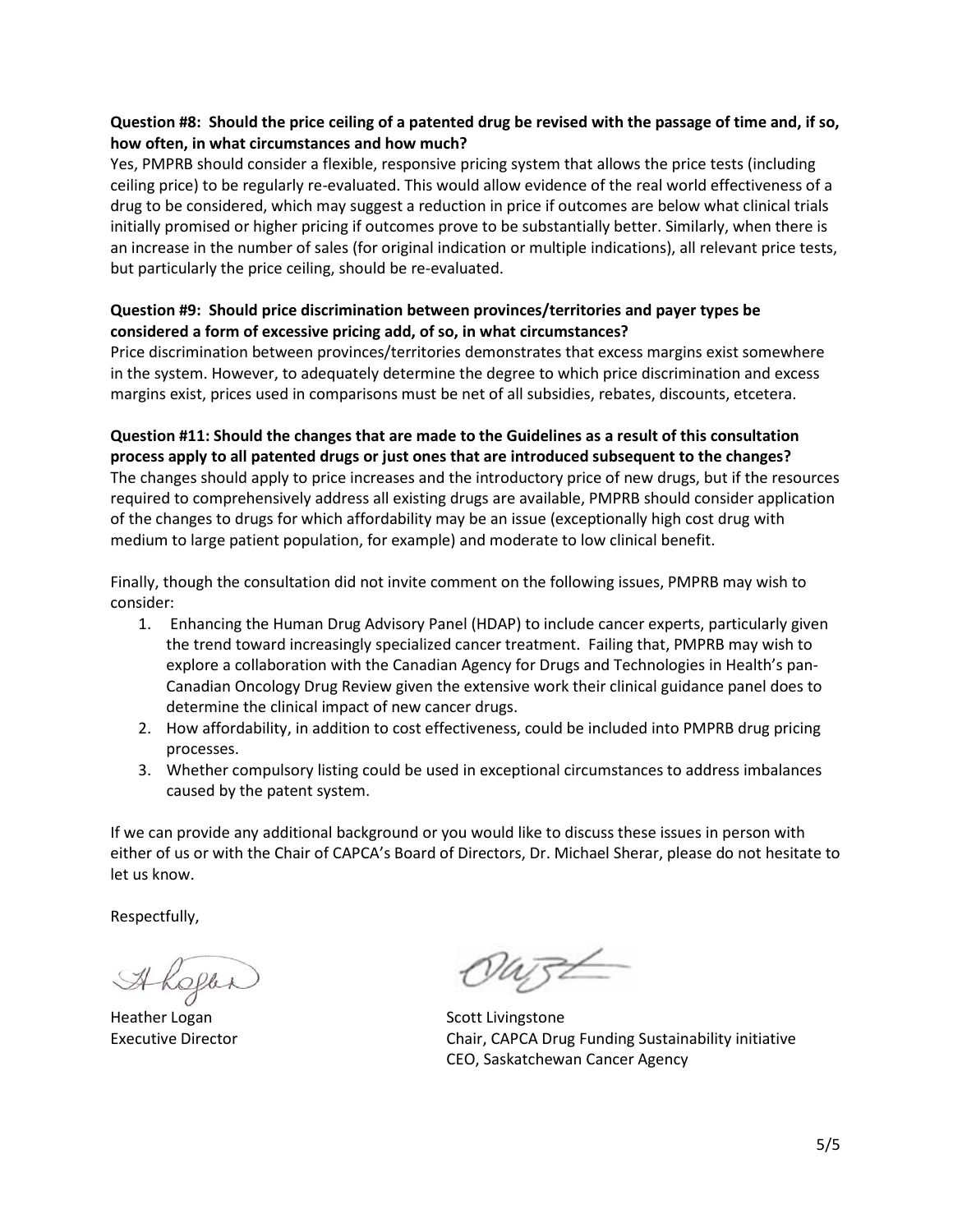**Question #8: Should the price ceiling of a patented drug be revised with the passage of time and, if so, how often, in what circumstances and how much?**

Yes, PMPRB should consider a flexible, responsive pricing system that allows the price tests (including ceiling price) to be regularly re-evaluated. This would allow evidence of the real world effectiveness of a drug to be considered, which may suggest a reduction in price if outcomes are below what clinical trials initially promised or higher pricing if outcomes prove to be substantially better. Similarly, when there is an increase in the number of sales (for original indication or multiple indications), all relevant price tests, but particularly the price ceiling, should be re-evaluated.

**Question #9: Should price discrimination between provinces/territories and payer types be considered a form of excessive pricing add, of so, in what circumstances?**

Price discrimination between provinces/territories demonstrates that excess margins exist somewhere in the system. However, to adequately determine the degree to which price discrimination and excess margins exist, prices used in comparisons must be net of all subsidies, rebates, discounts, etcetera.

**Question #11: Should the changes that are made to the Guidelines as a result of this consultation process apply to all patented drugs or just ones that are introduced subsequent to the changes?**

The changes should apply to price increases and the introductory price of new drugs, but if the resources required to comprehensively address all existing drugs are available, PMPRB should consider application of the changes to drugs for which affordability may be an issue (exceptionally high cost drug with medium to large patient population, for example) and moderate to low clinical benefit.

Finally, though the consultation did not invite comment on the following issues, PMPRB may wish to consider:

1. Enhancing the Human Drug Advisory Panel (HDAP) to include cancer experts, particularly given the trend toward increasingly specialized cancer treatment. Failing that, PMPRB may wish to explore a collaboration with the Canadian Agency for Drugs and Technologies in Health's pan-Canadian Oncology Drug Review given the extensive work their clinical guidance panel does to determine the clinical impact of new cancer drugs.
2. How affordability, in addition to cost effectiveness, could be included into PMPRB drug pricing processes.
3. Whether compulsory listing could be used in exceptional circumstances to address imbalances caused by the patent system.

If we can provide any additional background or you would like to discuss these issues in person with either of us or with the Chair of CAPCA's Board of Directors, Dr. Michael Sherar, please do not hesitate to let us know.

Respectfully,

Heather Logan
Executive Director

Scott Livingstone
Chair, CAPCA Drug Funding Sustainability initiative
CEO, Saskatchewan Cancer Agency